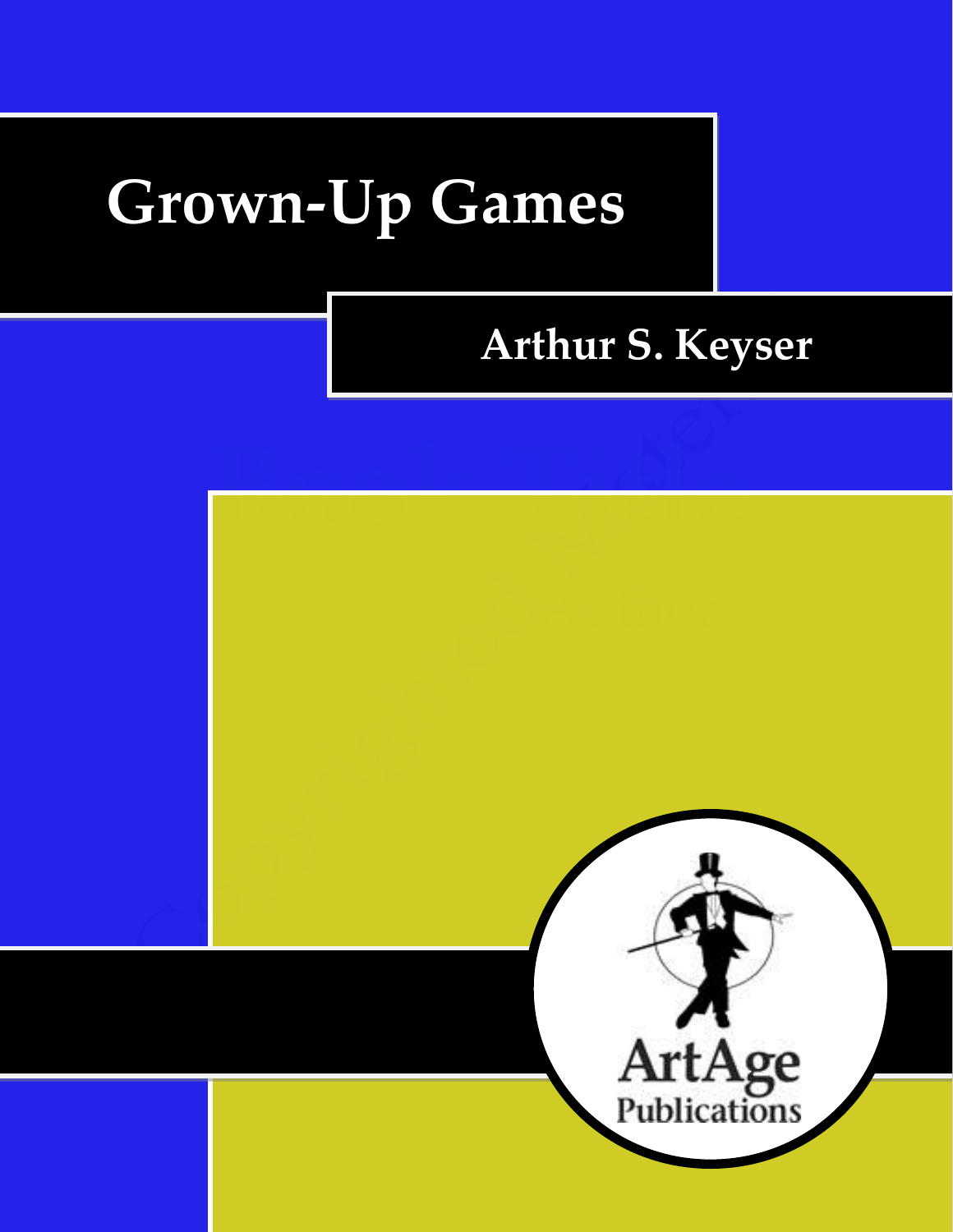# Grown-Up Games

**Arthur S. Keyser**

ArtAge
Publications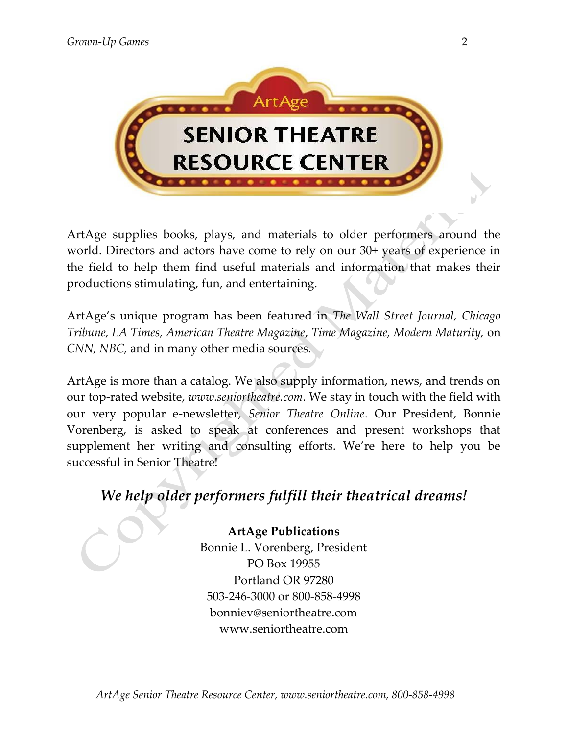ArtAge

# SENIOR THEATRE RESOURCE CENTER

ArtAge supplies books, plays, and materials to older performers around the world. Directors and actors have come to rely on our 30+ years of experience in the field to help them find useful materials and information that makes their productions stimulating, fun, and entertaining.

ArtAge's unique program has been featured in *The Wall Street Journal, Chicago Tribune, LA Times, American Theatre Magazine*, *Time Magazine, Modern Maturity,* on *CNN, NBC,* and in many other media sources.

ArtAge is more than a catalog. We also supply information, news, and trends on our top-rated website, *www.seniortheatre.com*. We stay in touch with the field with our very popular e-newsletter, *Senior Theatre Online*. Our President, Bonnie Vorenberg, is asked to speak at conferences and present workshops that supplement her writing and consulting efforts. We're here to help you be successful in Senior Theatre!

## *We help older performers fulfill their theatrical dreams!*

**ArtAge Publications**
Bonnie L. Vorenberg, President
PO Box 19955
Portland OR 97280
503-246-3000 or 800-858-4998
bonniev@seniortheatre.com
www.seniortheatre.com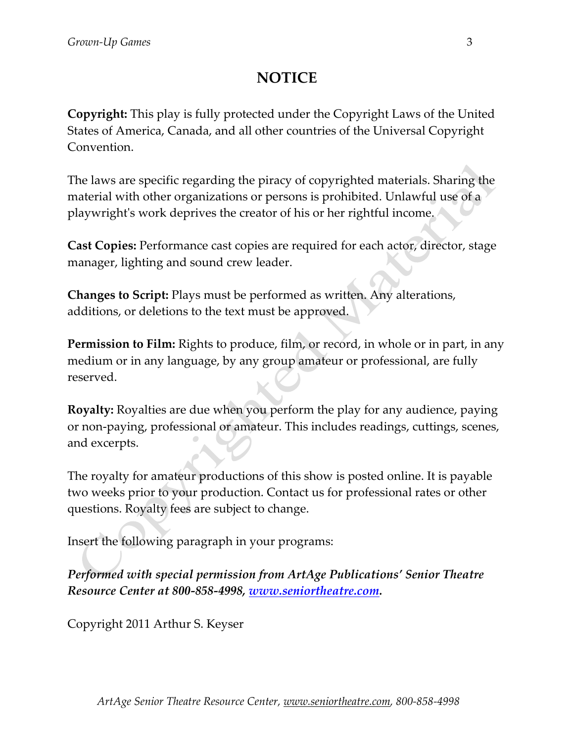# NOTICE

**Copyright:** This play is fully protected under the Copyright Laws of the United States of America, Canada, and all other countries of the Universal Copyright Convention.

The laws are specific regarding the piracy of copyrighted materials. Sharing the material with other organizations or persons is prohibited. Unlawful use of a playwright's work deprives the creator of his or her rightful income.

**Cast Copies:** Performance cast copies are required for each actor, director, stage manager, lighting and sound crew leader.

**Changes to Script:** Plays must be performed as written. Any alterations, additions, or deletions to the text must be approved.

**Permission to Film:** Rights to produce, film, or record, in whole or in part, in any medium or in any language, by any group amateur or professional, are fully reserved.

**Royalty:** Royalties are due when you perform the play for any audience, paying or non-paying, professional or amateur. This includes readings, cuttings, scenes, and excerpts.

The royalty for amateur productions of this show is posted online. It is payable two weeks prior to your production. Contact us for professional rates or other questions. Royalty fees are subject to change.

Insert the following paragraph in your programs:

***Performed with special permission from ArtAge Publications' Senior Theatre Resource Center at 800-858-4998, [www.seniortheatre.com](http://www.seniortheatre.com).***

Copyright 2011 Arthur S. Keyser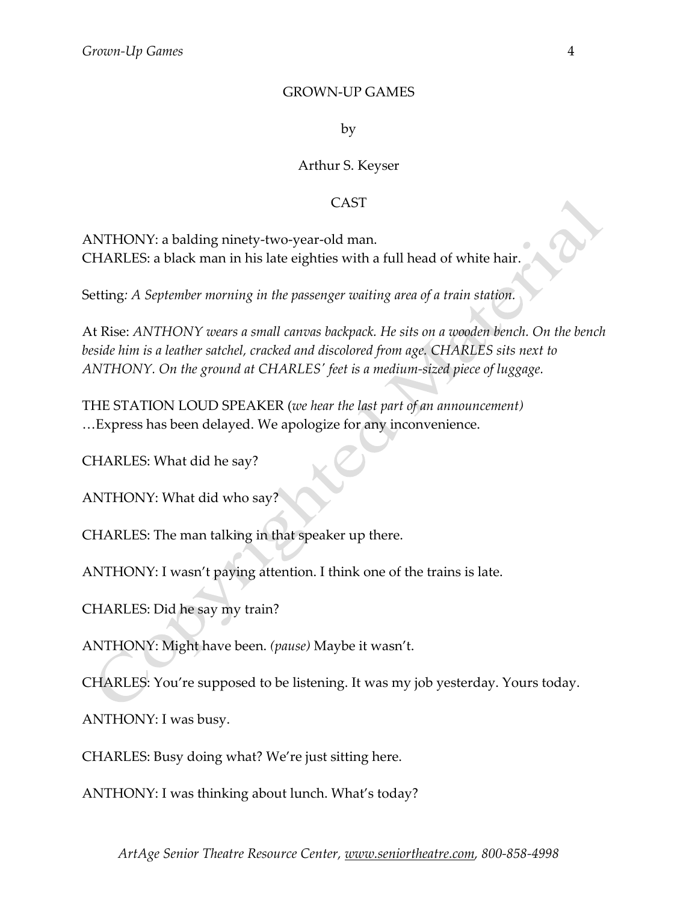GROWN-UP GAMES

by

Arthur S. Keyser

CAST

ANTHONY: a balding ninety-two-year-old man.
CHARLES: a black man in his late eighties with a full head of white hair.

Setting: *A September morning in the passenger waiting area of a train station.*

At Rise: *ANTHONY wears a small canvas backpack. He sits on a wooden bench. On the bench beside him is a leather satchel, cracked and discolored from age. CHARLES sits next to ANTHONY. On the ground at CHARLES' feet is a medium-sized piece of luggage.*

THE STATION LOUD SPEAKER (*we hear the last part of an announcement*)
…Express has been delayed. We apologize for any inconvenience.

CHARLES: What did he say?

ANTHONY: What did who say?

CHARLES: The man talking in that speaker up there.

ANTHONY: I wasn't paying attention. I think one of the trains is late.

CHARLES: Did he say my train?

ANTHONY: Might have been. *(pause)* Maybe it wasn't.

CHARLES: You're supposed to be listening. It was my job yesterday. Yours today.

ANTHONY: I was busy.

CHARLES: Busy doing what? We're just sitting here.

ANTHONY: I was thinking about lunch. What's today?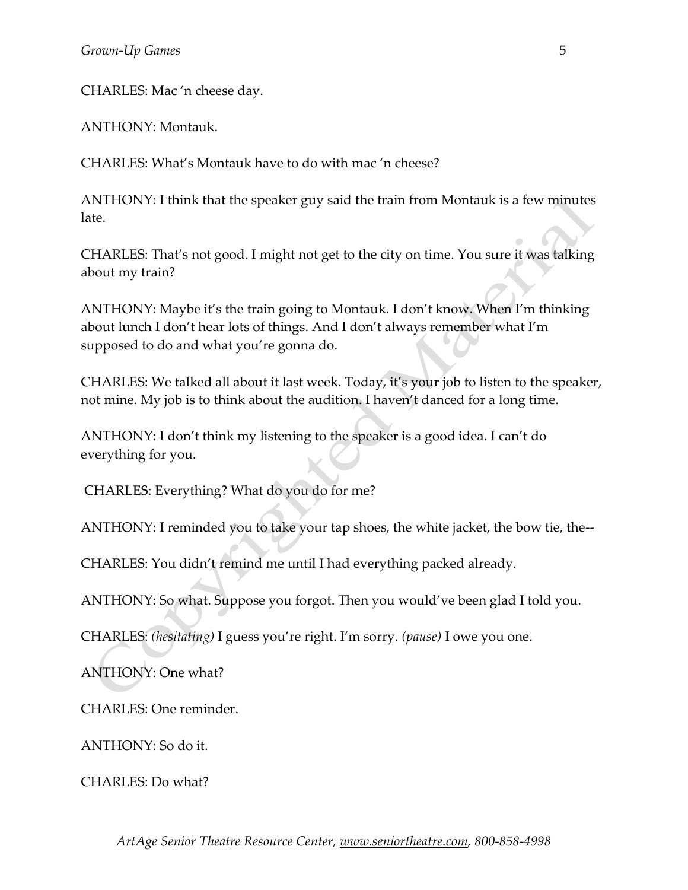CHARLES: Mac 'n cheese day.

ANTHONY: Montauk.

CHARLES: What's Montauk have to do with mac 'n cheese?

ANTHONY: I think that the speaker guy said the train from Montauk is a few minutes late.

CHARLES: That's not good. I might not get to the city on time. You sure it was talking about my train?

ANTHONY: Maybe it's the train going to Montauk. I don't know. When I'm thinking about lunch I don't hear lots of things. And I don't always remember what I'm supposed to do and what you're gonna do.

CHARLES: We talked all about it last week. Today, it's your job to listen to the speaker, not mine. My job is to think about the audition. I haven't danced for a long time.

ANTHONY: I don't think my listening to the speaker is a good idea. I can't do everything for you.

CHARLES: Everything? What do you do for me?

ANTHONY: I reminded you to take your tap shoes, the white jacket, the bow tie, the--

CHARLES: You didn't remind me until I had everything packed already.

ANTHONY: So what. Suppose you forgot. Then you would've been glad I told you.

CHARLES: *(hesitating)* I guess you're right. I'm sorry. *(pause)* I owe you one.

ANTHONY: One what?

CHARLES: One reminder.

ANTHONY: So do it.

CHARLES: Do what?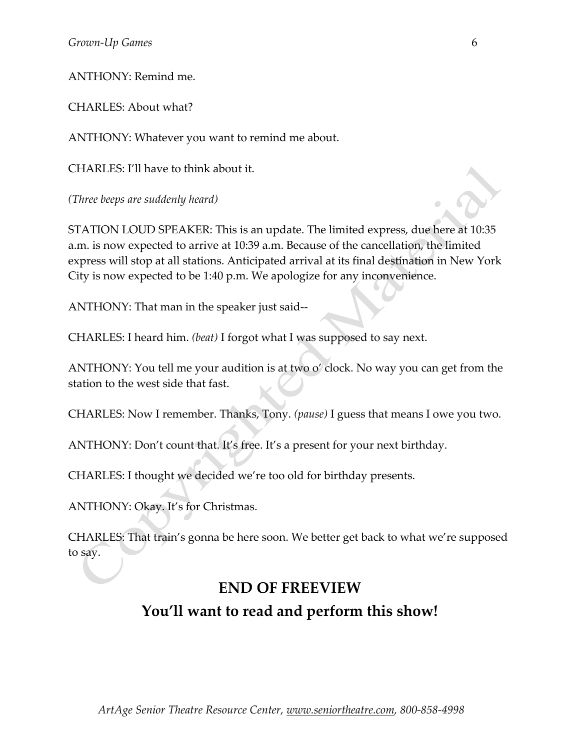ANTHONY: Remind me.

CHARLES: About what?

ANTHONY: Whatever you want to remind me about.

CHARLES: I'll have to think about it.

*(Three beeps are suddenly heard)*

STATION LOUD SPEAKER: This is an update. The limited express, due here at 10:35 a.m. is now expected to arrive at 10:39 a.m. Because of the cancellation, the limited express will stop at all stations. Anticipated arrival at its final destination in New York City is now expected to be 1:40 p.m. We apologize for any inconvenience.

ANTHONY: That man in the speaker just said--

CHARLES: I heard him. *(beat)* I forgot what I was supposed to say next.

ANTHONY: You tell me your audition is at two o' clock. No way you can get from the station to the west side that fast.

CHARLES: Now I remember. Thanks, Tony. *(pause)* I guess that means I owe you two.

ANTHONY: Don't count that. It's free. It's a present for your next birthday.

CHARLES: I thought we decided we're too old for birthday presents.

ANTHONY: Okay. It's for Christmas.

CHARLES: That train's gonna be here soon. We better get back to what we're supposed to say.

## END OF FREEVIEW

## You'll want to read and perform this show!